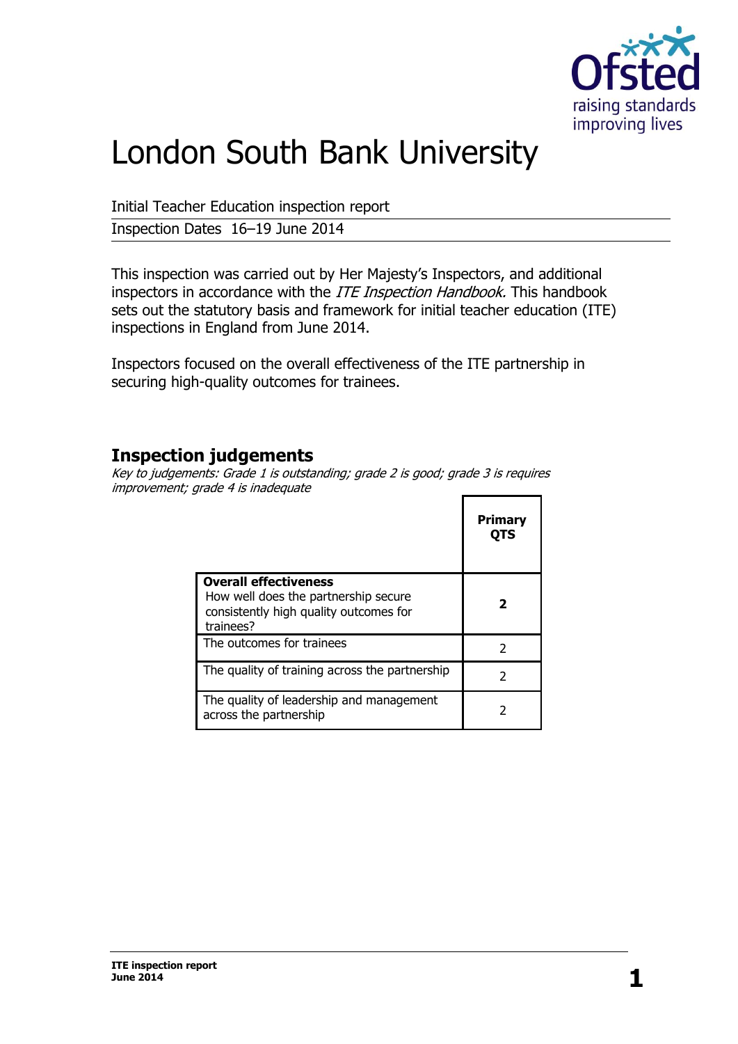# London South Bank University

Initial Teacher Education inspection report

Inspection Dates 16–19 June 2014

This inspection was carried out by Her Majesty's Inspectors, and additional inspectors in accordance with the *ITE Inspection Handbook.* This handbook sets out the statutory basis and framework for initial teacher education (ITE) inspections in England from June 2014.

Inspectors focused on the overall effectiveness of the ITE partnership in securing high-quality outcomes for trainees.

## Inspection judgements

*Key to judgements: Grade 1 is outstanding; grade 2 is good; grade 3 is requires improvement; grade 4 is inadequate*

| | **Primary QTS** |
|---|---|
| **Overall effectiveness** How well does the partnership secure consistently high quality outcomes for trainees? | **2** |
| The outcomes for trainees | 2 |
| The quality of training across the partnership | 2 |
| The quality of leadership and management across the partnership | 2 |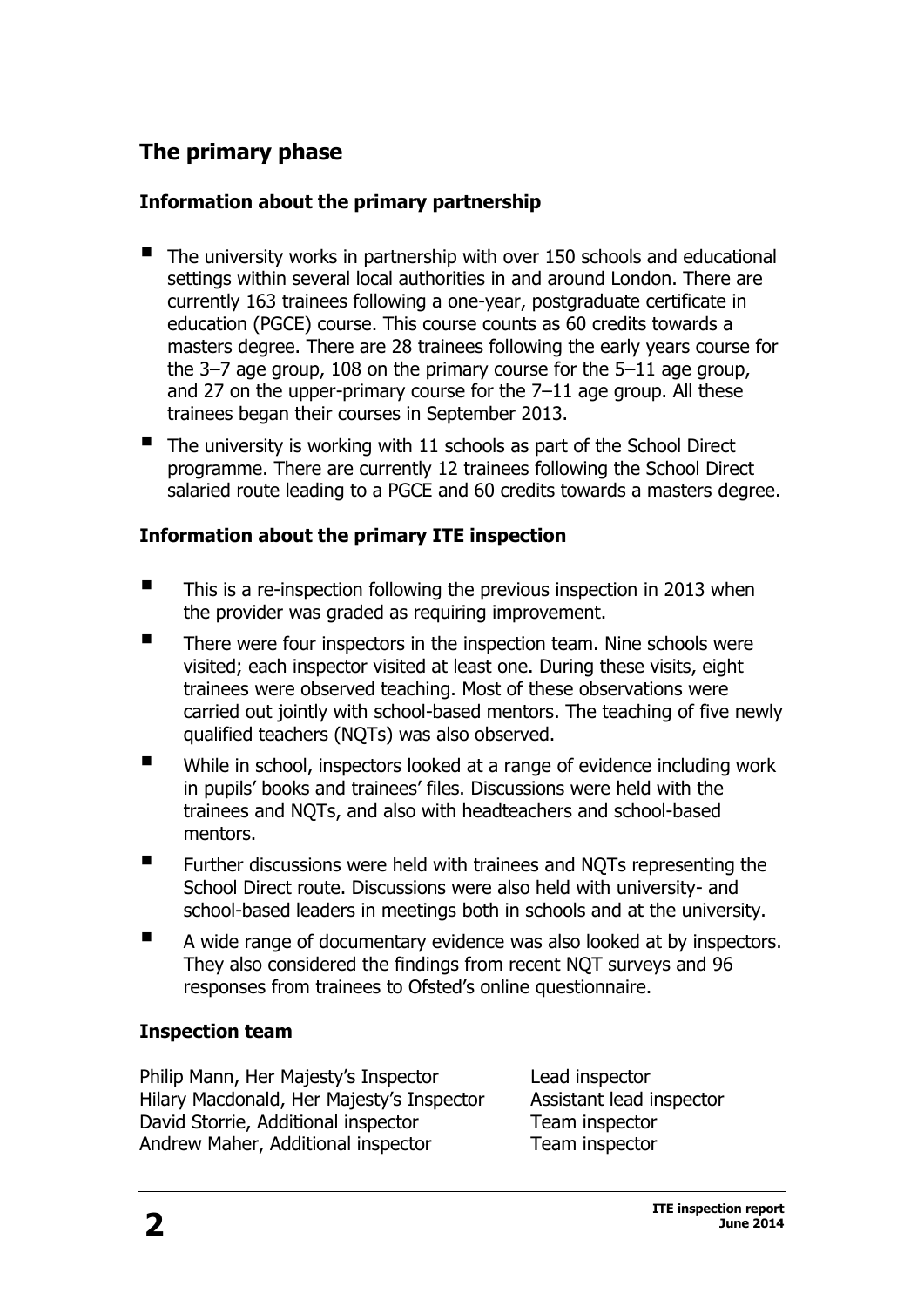## The primary phase

### Information about the primary partnership

- The university works in partnership with over 150 schools and educational settings within several local authorities in and around London. There are currently 163 trainees following a one-year, postgraduate certificate in education (PGCE) course. This course counts as 60 credits towards a masters degree. There are 28 trainees following the early years course for the 3–7 age group, 108 on the primary course for the 5–11 age group, and 27 on the upper-primary course for the 7–11 age group. All these trainees began their courses in September 2013.
- The university is working with 11 schools as part of the School Direct programme. There are currently 12 trainees following the School Direct salaried route leading to a PGCE and 60 credits towards a masters degree.

### Information about the primary ITE inspection

- This is a re-inspection following the previous inspection in 2013 when the provider was graded as requiring improvement.
- There were four inspectors in the inspection team. Nine schools were visited; each inspector visited at least one. During these visits, eight trainees were observed teaching. Most of these observations were carried out jointly with school-based mentors. The teaching of five newly qualified teachers (NQTs) was also observed.
- While in school, inspectors looked at a range of evidence including work in pupils' books and trainees' files. Discussions were held with the trainees and NQTs, and also with headteachers and school-based mentors.
- Further discussions were held with trainees and NQTs representing the School Direct route. Discussions were also held with university- and school-based leaders in meetings both in schools and at the university.
- A wide range of documentary evidence was also looked at by inspectors. They also considered the findings from recent NQT surveys and 96 responses from trainees to Ofsted's online questionnaire.

### Inspection team

| | |
|---|---|
| Philip Mann, Her Majesty's Inspector | Lead inspector |
| Hilary Macdonald, Her Majesty's Inspector | Assistant lead inspector |
| David Storrie, Additional inspector | Team inspector |
| Andrew Maher, Additional inspector | Team inspector |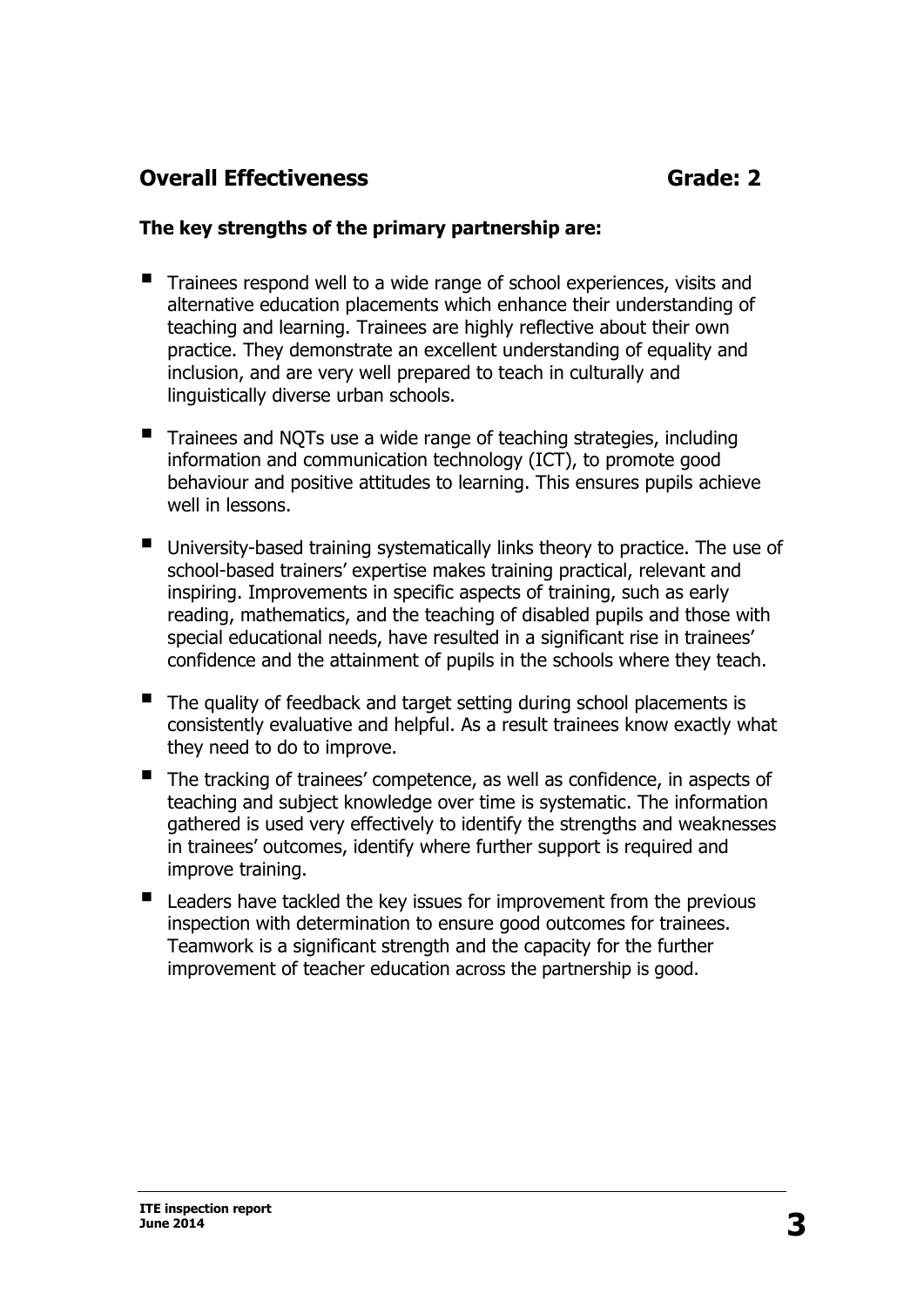## Overall Effectiveness Grade: 2

**The key strengths of the primary partnership are:**

- Trainees respond well to a wide range of school experiences, visits and alternative education placements which enhance their understanding of teaching and learning. Trainees are highly reflective about their own practice. They demonstrate an excellent understanding of equality and inclusion, and are very well prepared to teach in culturally and linguistically diverse urban schools.
- Trainees and NQTs use a wide range of teaching strategies, including information and communication technology (ICT), to promote good behaviour and positive attitudes to learning. This ensures pupils achieve well in lessons.
- University-based training systematically links theory to practice. The use of school-based trainers' expertise makes training practical, relevant and inspiring. Improvements in specific aspects of training, such as early reading, mathematics, and the teaching of disabled pupils and those with special educational needs, have resulted in a significant rise in trainees' confidence and the attainment of pupils in the schools where they teach.
- The quality of feedback and target setting during school placements is consistently evaluative and helpful. As a result trainees know exactly what they need to do to improve.
- The tracking of trainees' competence, as well as confidence, in aspects of teaching and subject knowledge over time is systematic. The information gathered is used very effectively to identify the strengths and weaknesses in trainees' outcomes, identify where further support is required and improve training.
- Leaders have tackled the key issues for improvement from the previous inspection with determination to ensure good outcomes for trainees. Teamwork is a significant strength and the capacity for the further improvement of teacher education across the partnership is good.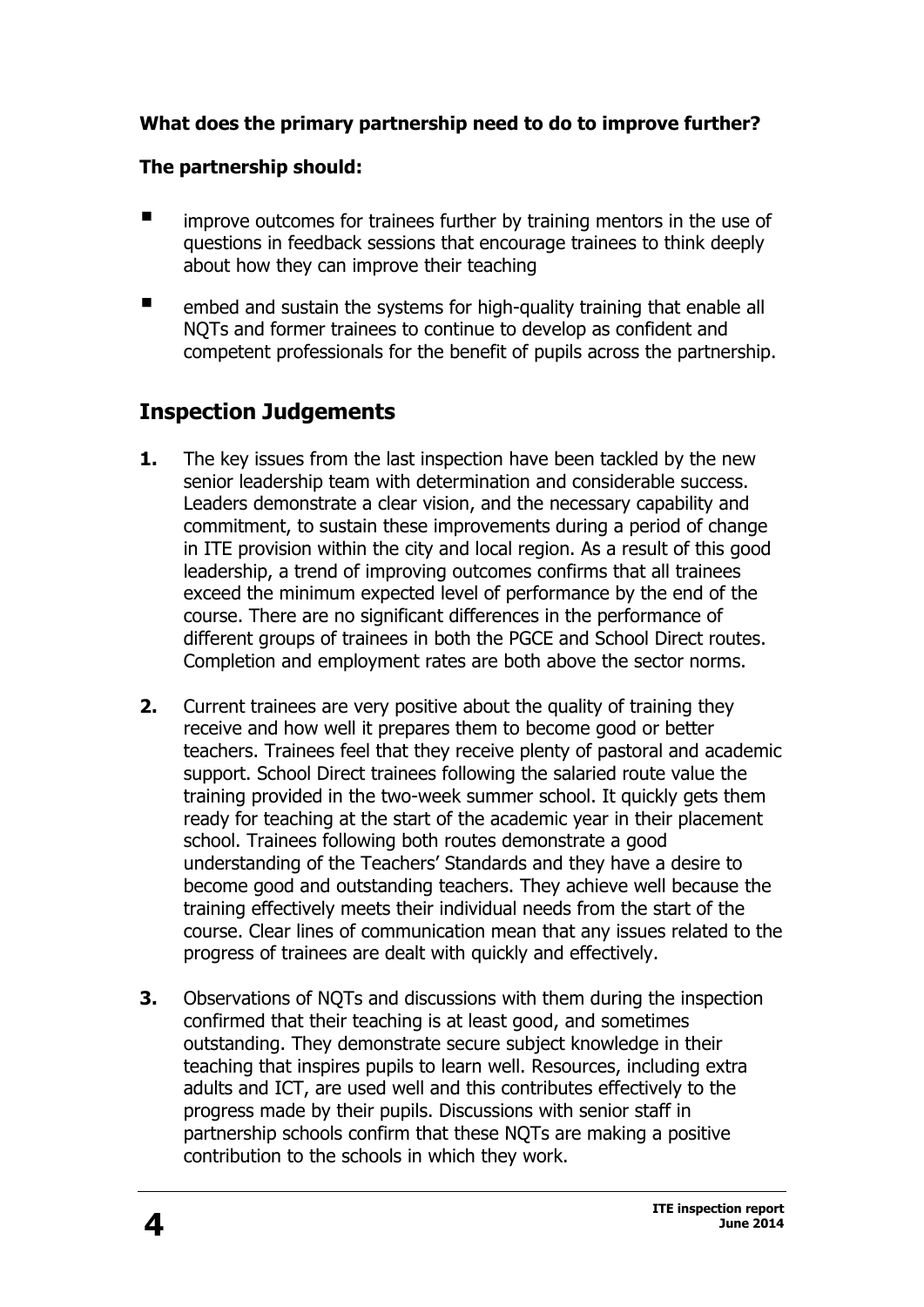**What does the primary partnership need to do to improve further?**

**The partnership should:**

- improve outcomes for trainees further by training mentors in the use of questions in feedback sessions that encourage trainees to think deeply about how they can improve their teaching
- embed and sustain the systems for high-quality training that enable all NQTs and former trainees to continue to develop as confident and competent professionals for the benefit of pupils across the partnership.

## Inspection Judgements

**1.** The key issues from the last inspection have been tackled by the new senior leadership team with determination and considerable success. Leaders demonstrate a clear vision, and the necessary capability and commitment, to sustain these improvements during a period of change in ITE provision within the city and local region. As a result of this good leadership, a trend of improving outcomes confirms that all trainees exceed the minimum expected level of performance by the end of the course. There are no significant differences in the performance of different groups of trainees in both the PGCE and School Direct routes. Completion and employment rates are both above the sector norms.

**2.** Current trainees are very positive about the quality of training they receive and how well it prepares them to become good or better teachers. Trainees feel that they receive plenty of pastoral and academic support. School Direct trainees following the salaried route value the training provided in the two-week summer school. It quickly gets them ready for teaching at the start of the academic year in their placement school. Trainees following both routes demonstrate a good understanding of the Teachers' Standards and they have a desire to become good and outstanding teachers. They achieve well because the training effectively meets their individual needs from the start of the course. Clear lines of communication mean that any issues related to the progress of trainees are dealt with quickly and effectively.

**3.** Observations of NQTs and discussions with them during the inspection confirmed that their teaching is at least good, and sometimes outstanding. They demonstrate secure subject knowledge in their teaching that inspires pupils to learn well. Resources, including extra adults and ICT, are used well and this contributes effectively to the progress made by their pupils. Discussions with senior staff in partnership schools confirm that these NQTs are making a positive contribution to the schools in which they work.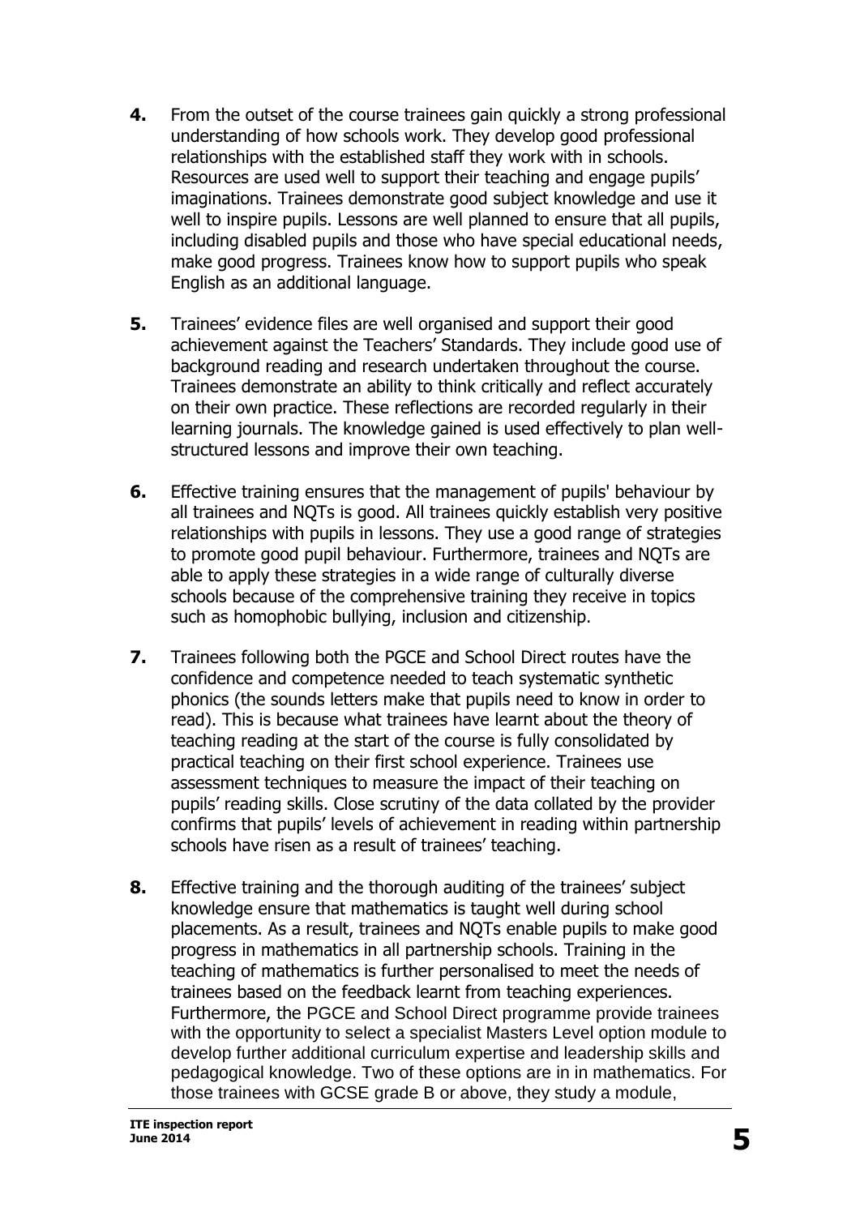**4.** From the outset of the course trainees gain quickly a strong professional understanding of how schools work. They develop good professional relationships with the established staff they work with in schools. Resources are used well to support their teaching and engage pupils' imaginations. Trainees demonstrate good subject knowledge and use it well to inspire pupils. Lessons are well planned to ensure that all pupils, including disabled pupils and those who have special educational needs, make good progress. Trainees know how to support pupils who speak English as an additional language.

**5.** Trainees' evidence files are well organised and support their good achievement against the Teachers' Standards. They include good use of background reading and research undertaken throughout the course. Trainees demonstrate an ability to think critically and reflect accurately on their own practice. These reflections are recorded regularly in their learning journals. The knowledge gained is used effectively to plan well-structured lessons and improve their own teaching.

**6.** Effective training ensures that the management of pupils' behaviour by all trainees and NQTs is good. All trainees quickly establish very positive relationships with pupils in lessons. They use a good range of strategies to promote good pupil behaviour. Furthermore, trainees and NQTs are able to apply these strategies in a wide range of culturally diverse schools because of the comprehensive training they receive in topics such as homophobic bullying, inclusion and citizenship.

**7.** Trainees following both the PGCE and School Direct routes have the confidence and competence needed to teach systematic synthetic phonics (the sounds letters make that pupils need to know in order to read). This is because what trainees have learnt about the theory of teaching reading at the start of the course is fully consolidated by practical teaching on their first school experience. Trainees use assessment techniques to measure the impact of their teaching on pupils' reading skills. Close scrutiny of the data collated by the provider confirms that pupils' levels of achievement in reading within partnership schools have risen as a result of trainees' teaching.

**8.** Effective training and the thorough auditing of the trainees' subject knowledge ensure that mathematics is taught well during school placements. As a result, trainees and NQTs enable pupils to make good progress in mathematics in all partnership schools. Training in the teaching of mathematics is further personalised to meet the needs of trainees based on the feedback learnt from teaching experiences. Furthermore, the PGCE and School Direct programme provide trainees with the opportunity to select a specialist Masters Level option module to develop further additional curriculum expertise and leadership skills and pedagogical knowledge. Two of these options are in in mathematics. For those trainees with GCSE grade B or above, they study a module,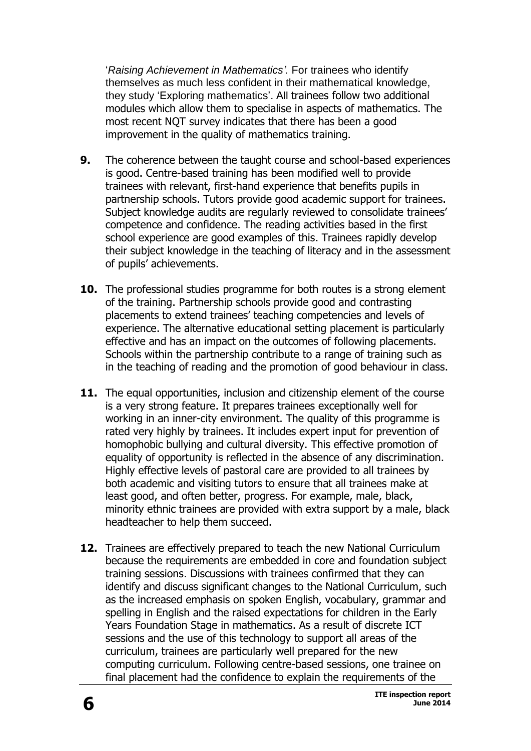'*Raising Achievement in Mathematics'.* For trainees who identify themselves as much less confident in their mathematical knowledge, they study 'Exploring mathematics'. All trainees follow two additional modules which allow them to specialise in aspects of mathematics. The most recent NQT survey indicates that there has been a good improvement in the quality of mathematics training.

**9.** The coherence between the taught course and school-based experiences is good. Centre-based training has been modified well to provide trainees with relevant, first-hand experience that benefits pupils in partnership schools. Tutors provide good academic support for trainees. Subject knowledge audits are regularly reviewed to consolidate trainees' competence and confidence. The reading activities based in the first school experience are good examples of this. Trainees rapidly develop their subject knowledge in the teaching of literacy and in the assessment of pupils' achievements.

**10.** The professional studies programme for both routes is a strong element of the training. Partnership schools provide good and contrasting placements to extend trainees' teaching competencies and levels of experience. The alternative educational setting placement is particularly effective and has an impact on the outcomes of following placements. Schools within the partnership contribute to a range of training such as in the teaching of reading and the promotion of good behaviour in class.

**11.** The equal opportunities, inclusion and citizenship element of the course is a very strong feature. It prepares trainees exceptionally well for working in an inner-city environment. The quality of this programme is rated very highly by trainees. It includes expert input for prevention of homophobic bullying and cultural diversity. This effective promotion of equality of opportunity is reflected in the absence of any discrimination. Highly effective levels of pastoral care are provided to all trainees by both academic and visiting tutors to ensure that all trainees make at least good, and often better, progress. For example, male, black, minority ethnic trainees are provided with extra support by a male, black headteacher to help them succeed.

**12.** Trainees are effectively prepared to teach the new National Curriculum because the requirements are embedded in core and foundation subject training sessions. Discussions with trainees confirmed that they can identify and discuss significant changes to the National Curriculum, such as the increased emphasis on spoken English, vocabulary, grammar and spelling in English and the raised expectations for children in the Early Years Foundation Stage in mathematics. As a result of discrete ICT sessions and the use of this technology to support all areas of the curriculum, trainees are particularly well prepared for the new computing curriculum. Following centre-based sessions, one trainee on final placement had the confidence to explain the requirements of the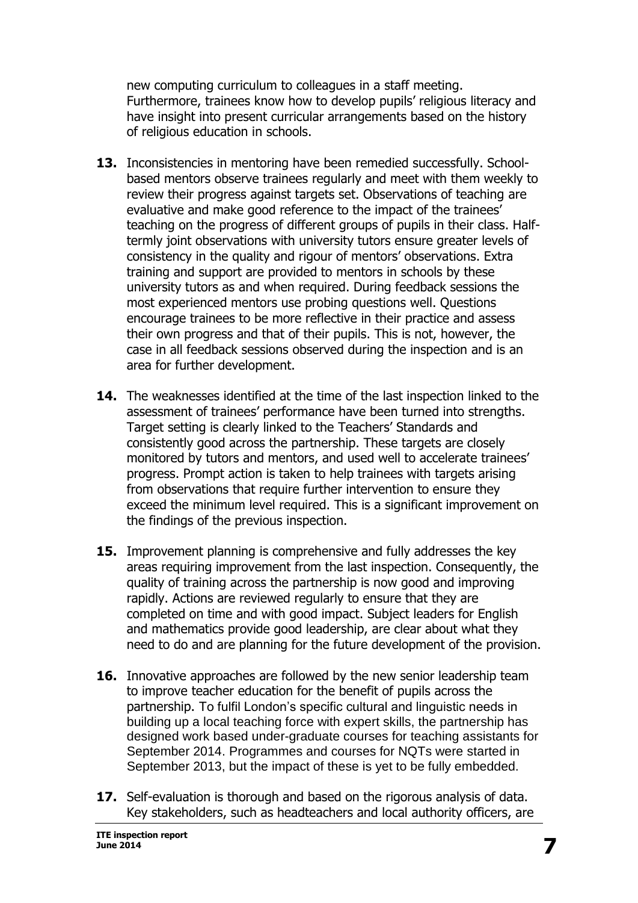new computing curriculum to colleagues in a staff meeting. Furthermore, trainees know how to develop pupils' religious literacy and have insight into present curricular arrangements based on the history of religious education in schools.

**13.** Inconsistencies in mentoring have been remedied successfully. School-based mentors observe trainees regularly and meet with them weekly to review their progress against targets set. Observations of teaching are evaluative and make good reference to the impact of the trainees' teaching on the progress of different groups of pupils in their class. Half-termly joint observations with university tutors ensure greater levels of consistency in the quality and rigour of mentors' observations. Extra training and support are provided to mentors in schools by these university tutors as and when required. During feedback sessions the most experienced mentors use probing questions well. Questions encourage trainees to be more reflective in their practice and assess their own progress and that of their pupils. This is not, however, the case in all feedback sessions observed during the inspection and is an area for further development.

**14.** The weaknesses identified at the time of the last inspection linked to the assessment of trainees' performance have been turned into strengths. Target setting is clearly linked to the Teachers' Standards and consistently good across the partnership. These targets are closely monitored by tutors and mentors, and used well to accelerate trainees' progress. Prompt action is taken to help trainees with targets arising from observations that require further intervention to ensure they exceed the minimum level required. This is a significant improvement on the findings of the previous inspection.

**15.** Improvement planning is comprehensive and fully addresses the key areas requiring improvement from the last inspection. Consequently, the quality of training across the partnership is now good and improving rapidly. Actions are reviewed regularly to ensure that they are completed on time and with good impact. Subject leaders for English and mathematics provide good leadership, are clear about what they need to do and are planning for the future development of the provision.

**16.** Innovative approaches are followed by the new senior leadership team to improve teacher education for the benefit of pupils across the partnership. To fulfil London's specific cultural and linguistic needs in building up a local teaching force with expert skills, the partnership has designed work based under-graduate courses for teaching assistants for September 2014. Programmes and courses for NQTs were started in September 2013, but the impact of these is yet to be fully embedded.

**17.** Self-evaluation is thorough and based on the rigorous analysis of data. Key stakeholders, such as headteachers and local authority officers, are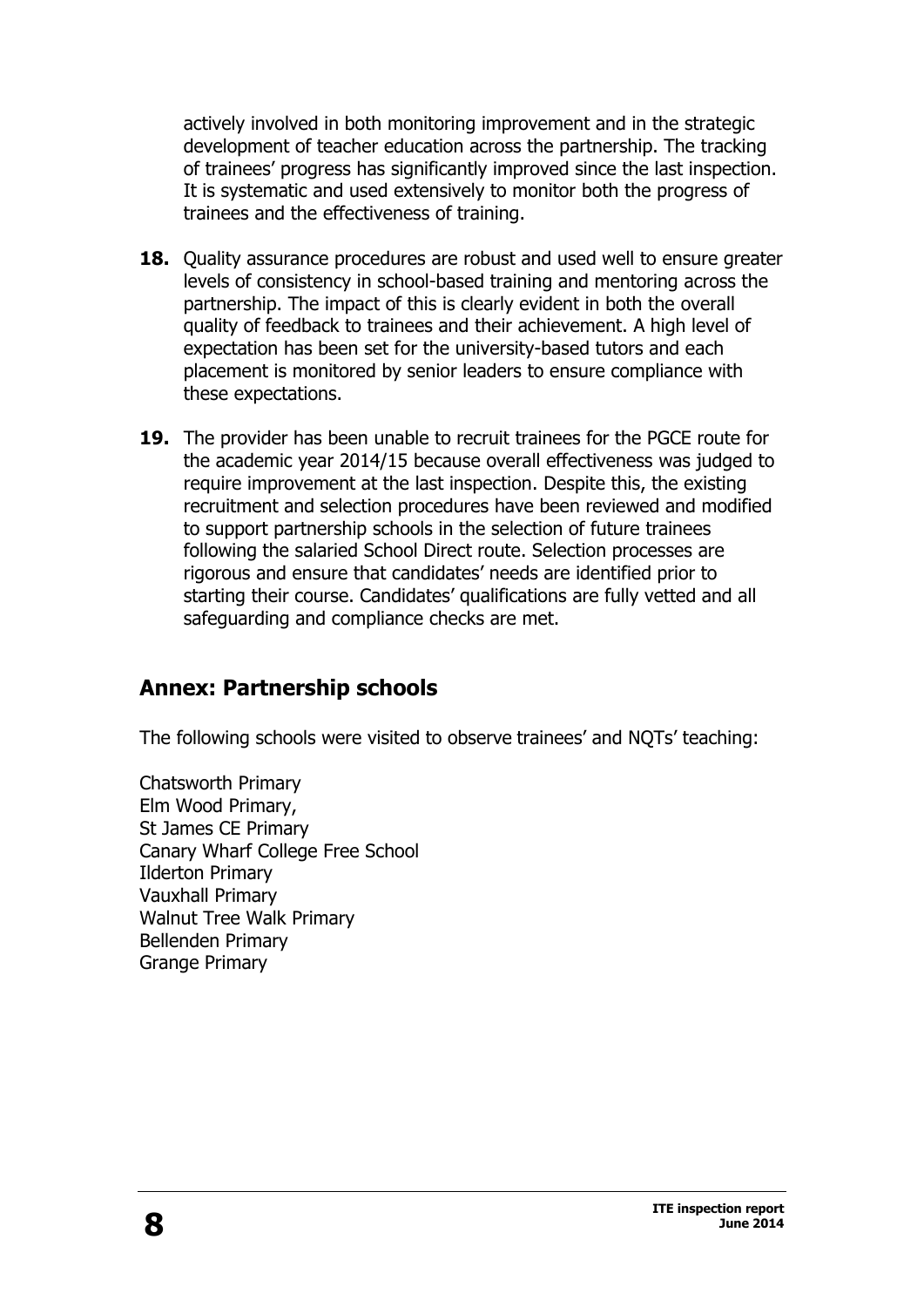actively involved in both monitoring improvement and in the strategic development of teacher education across the partnership. The tracking of trainees' progress has significantly improved since the last inspection. It is systematic and used extensively to monitor both the progress of trainees and the effectiveness of training.

**18.** Quality assurance procedures are robust and used well to ensure greater levels of consistency in school-based training and mentoring across the partnership. The impact of this is clearly evident in both the overall quality of feedback to trainees and their achievement. A high level of expectation has been set for the university-based tutors and each placement is monitored by senior leaders to ensure compliance with these expectations.

**19.** The provider has been unable to recruit trainees for the PGCE route for the academic year 2014/15 because overall effectiveness was judged to require improvement at the last inspection. Despite this, the existing recruitment and selection procedures have been reviewed and modified to support partnership schools in the selection of future trainees following the salaried School Direct route. Selection processes are rigorous and ensure that candidates' needs are identified prior to starting their course. Candidates' qualifications are fully vetted and all safeguarding and compliance checks are met.

## Annex: Partnership schools

The following schools were visited to observe trainees' and NQTs' teaching:

Chatsworth Primary
Elm Wood Primary,
St James CE Primary
Canary Wharf College Free School
Ilderton Primary
Vauxhall Primary
Walnut Tree Walk Primary
Bellenden Primary
Grange Primary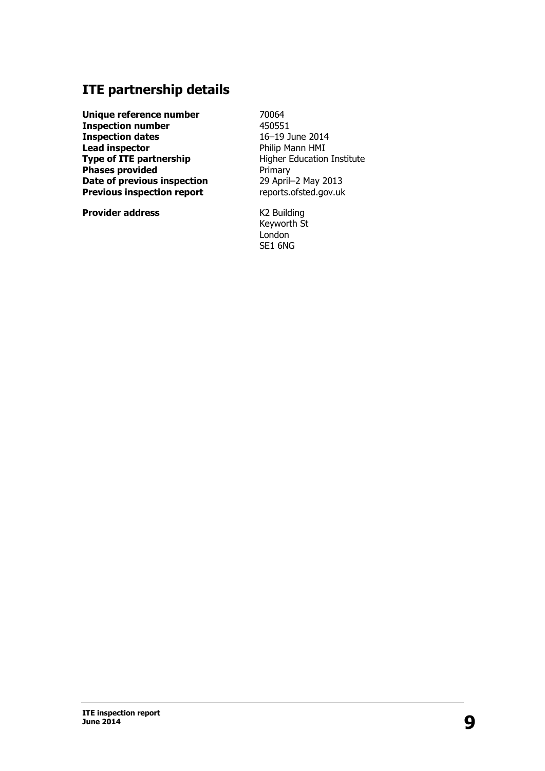## ITE partnership details

| | |
|---|---|
| **Unique reference number** | 70064 |
| **Inspection number** | 450551 |
| **Inspection dates** | 16–19 June 2014 |
| **Lead inspector** | Philip Mann HMI |
| **Type of ITE partnership** | Higher Education Institute |
| **Phases provided** | Primary |
| **Date of previous inspection** | 29 April–2 May 2013 |
| **Previous inspection report** | reports.ofsted.gov.uk |
| **Provider address** | K2 Building<br>Keyworth St<br>London<br>SE1 6NG |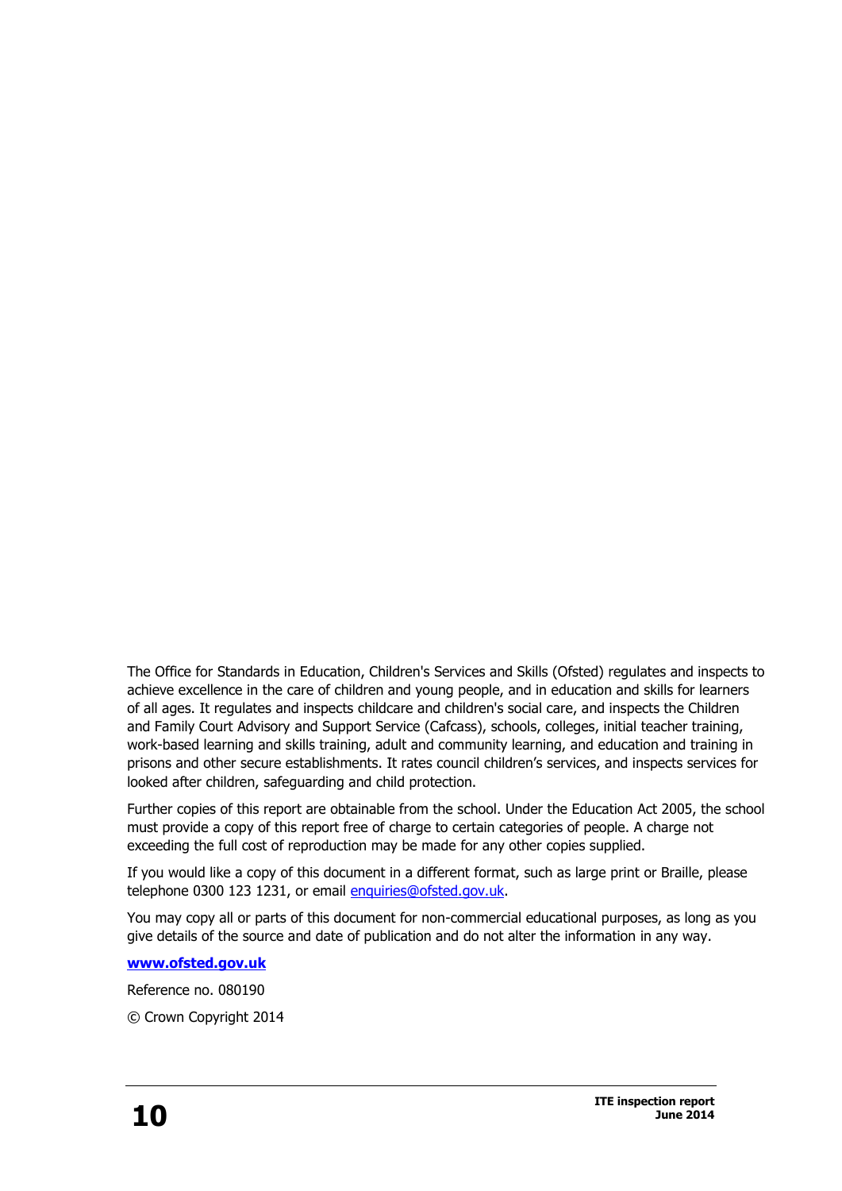The Office for Standards in Education, Children's Services and Skills (Ofsted) regulates and inspects to achieve excellence in the care of children and young people, and in education and skills for learners of all ages. It regulates and inspects childcare and children's social care, and inspects the Children and Family Court Advisory and Support Service (Cafcass), schools, colleges, initial teacher training, work-based learning and skills training, adult and community learning, and education and training in prisons and other secure establishments. It rates council children's services, and inspects services for looked after children, safeguarding and child protection.

Further copies of this report are obtainable from the school. Under the Education Act 2005, the school must provide a copy of this report free of charge to certain categories of people. A charge not exceeding the full cost of reproduction may be made for any other copies supplied.

If you would like a copy of this document in a different format, such as large print or Braille, please telephone 0300 123 1231, or email enquiries@ofsted.gov.uk.

You may copy all or parts of this document for non-commercial educational purposes, as long as you give details of the source and date of publication and do not alter the information in any way.

**www.ofsted.gov.uk**

Reference no. 080190

© Crown Copyright 2014